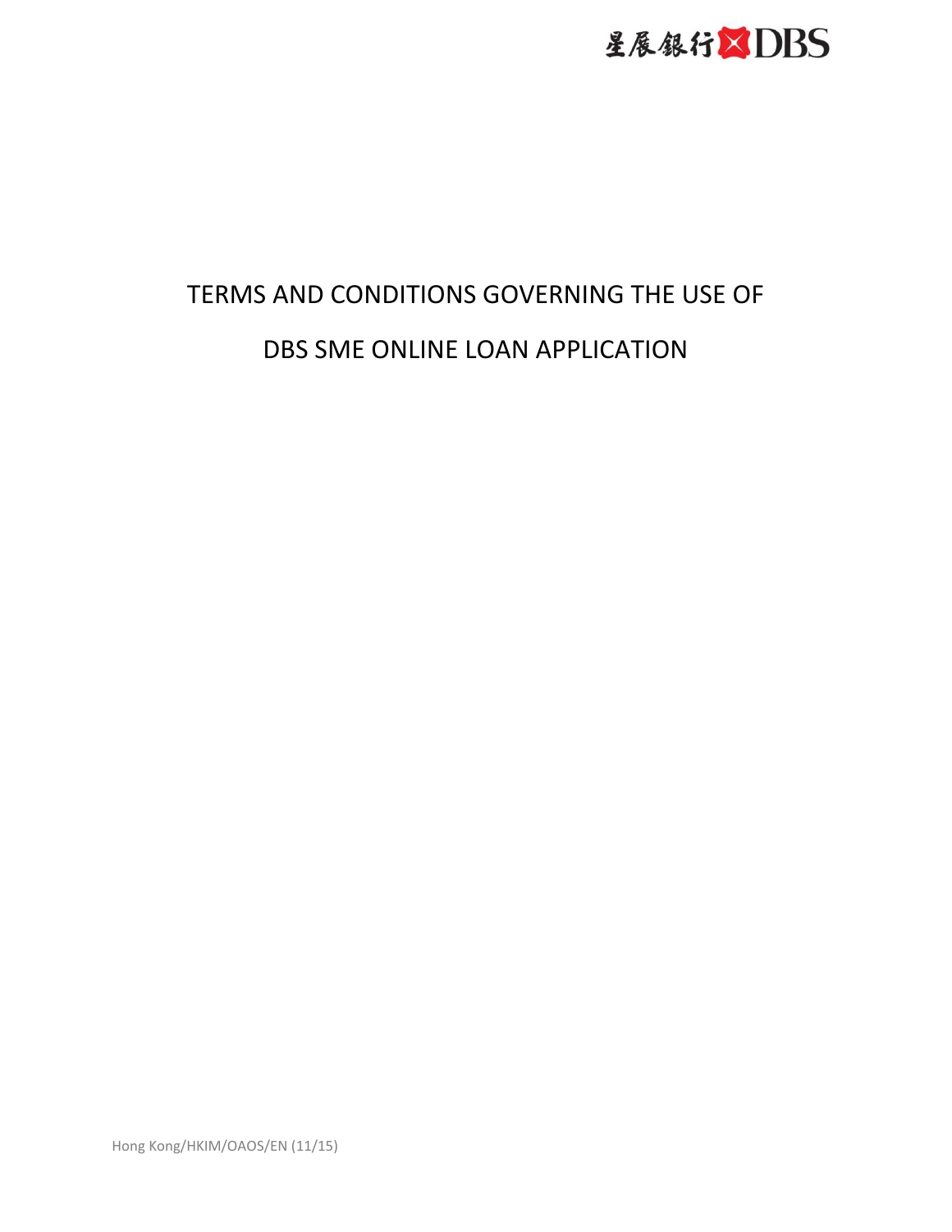星展銀行 DBS

# TERMS AND CONDITIONS GOVERNING THE USE OF DBS SME ONLINE LOAN APPLICATION

Hong Kong/HKIM/OAOS/EN (11/15)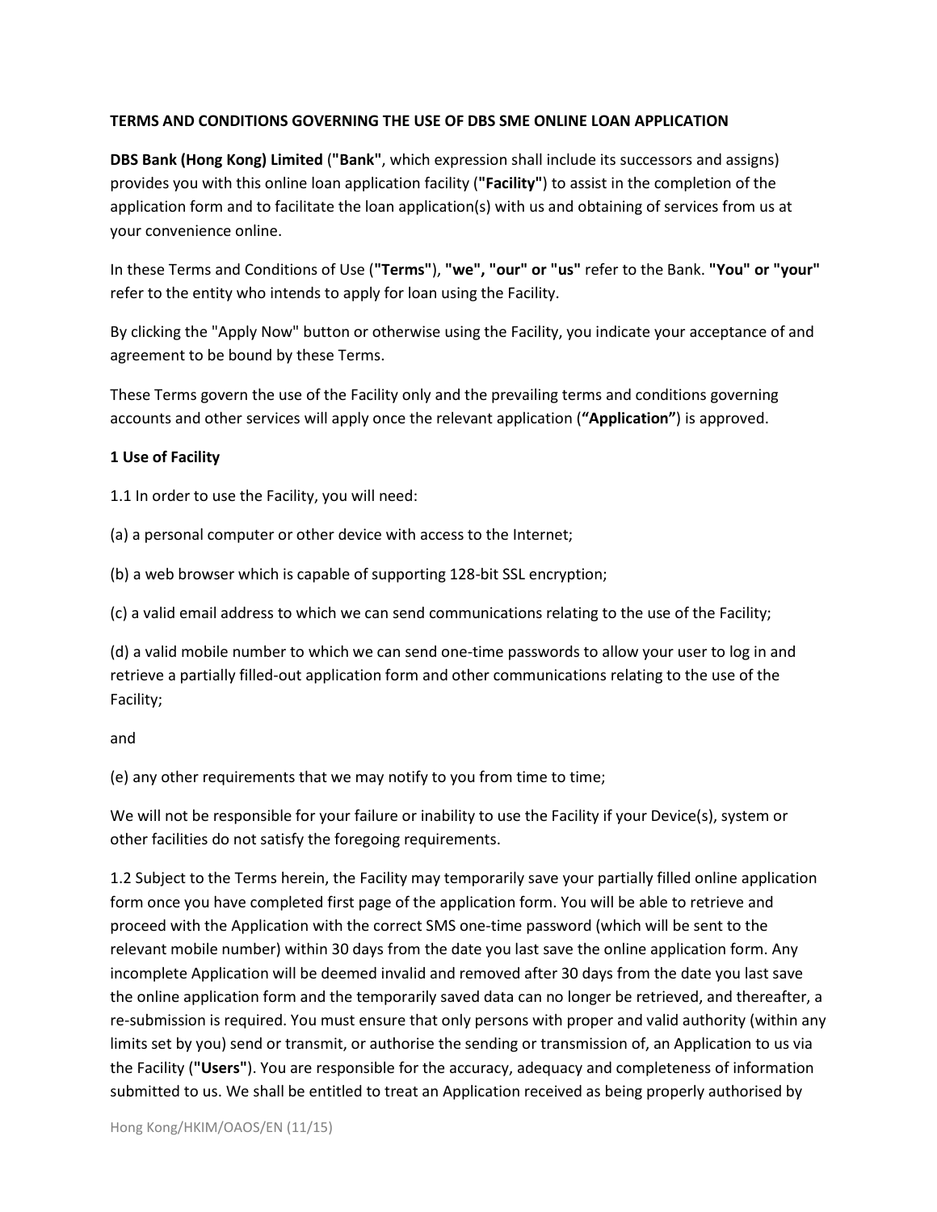**TERMS AND CONDITIONS GOVERNING THE USE OF DBS SME ONLINE LOAN APPLICATION**

**DBS Bank (Hong Kong) Limited** (**"Bank"**, which expression shall include its successors and assigns) provides you with this online loan application facility (**"Facility"**) to assist in the completion of the application form and to facilitate the loan application(s) with us and obtaining of services from us at your convenience online.

In these Terms and Conditions of Use (**"Terms"**), **"we", "our" or "us"** refer to the Bank. **"You" or "your"** refer to the entity who intends to apply for loan using the Facility.

By clicking the "Apply Now" button or otherwise using the Facility, you indicate your acceptance of and agreement to be bound by these Terms.

These Terms govern the use of the Facility only and the prevailing terms and conditions governing accounts and other services will apply once the relevant application (**"Application"**) is approved.

**1 Use of Facility**

1.1 In order to use the Facility, you will need:

(a) a personal computer or other device with access to the Internet;

(b) a web browser which is capable of supporting 128-bit SSL encryption;

(c) a valid email address to which we can send communications relating to the use of the Facility;

(d) a valid mobile number to which we can send one-time passwords to allow your user to log in and retrieve a partially filled-out application form and other communications relating to the use of the Facility;

and

(e) any other requirements that we may notify to you from time to time;

We will not be responsible for your failure or inability to use the Facility if your Device(s), system or other facilities do not satisfy the foregoing requirements.

1.2 Subject to the Terms herein, the Facility may temporarily save your partially filled online application form once you have completed first page of the application form. You will be able to retrieve and proceed with the Application with the correct SMS one-time password (which will be sent to the relevant mobile number) within 30 days from the date you last save the online application form. Any incomplete Application will be deemed invalid and removed after 30 days from the date you last save the online application form and the temporarily saved data can no longer be retrieved, and thereafter, a re-submission is required. You must ensure that only persons with proper and valid authority (within any limits set by you) send or transmit, or authorise the sending or transmission of, an Application to us via the Facility (**"Users"**). You are responsible for the accuracy, adequacy and completeness of information submitted to us. We shall be entitled to treat an Application received as being properly authorised by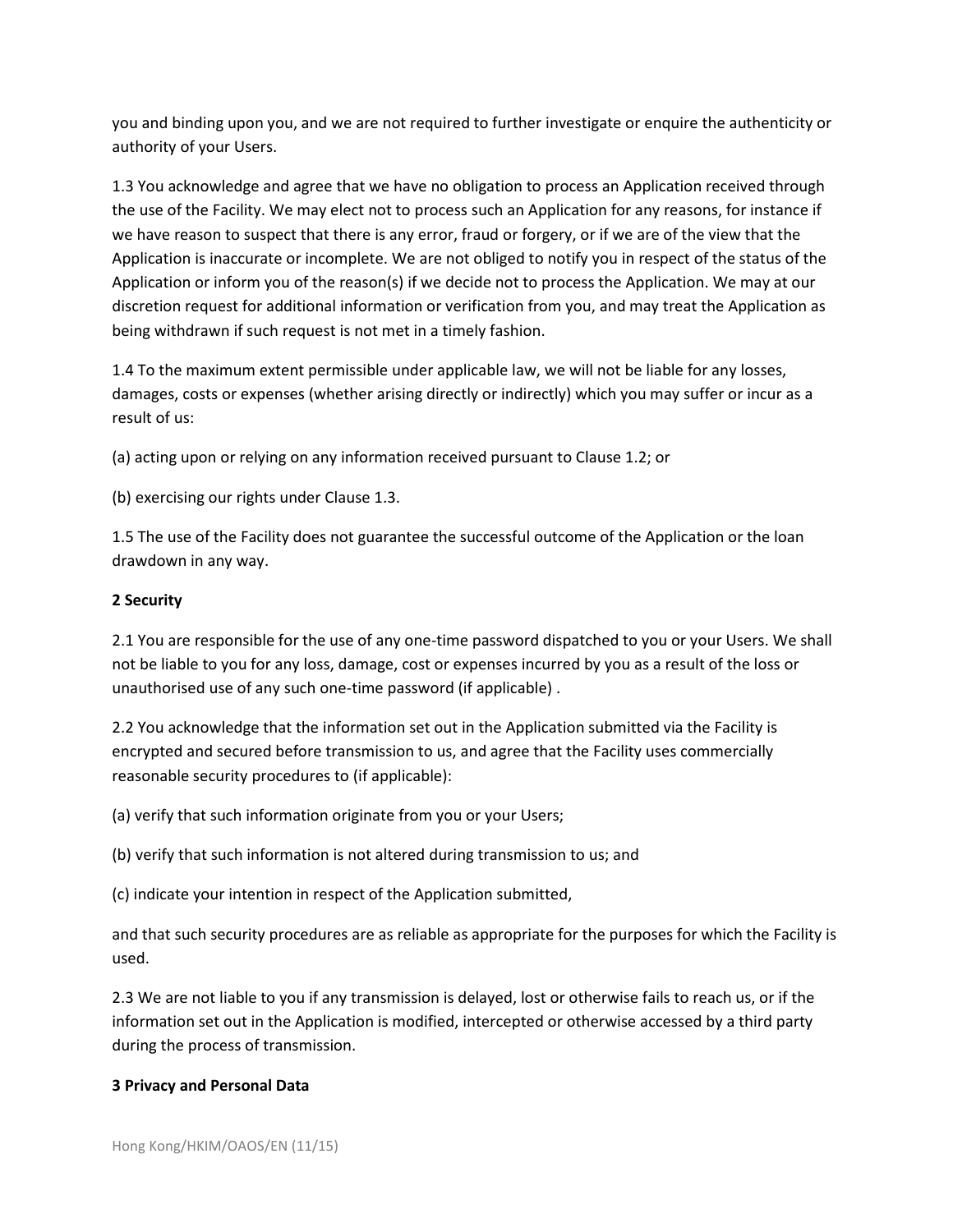you and binding upon you, and we are not required to further investigate or enquire the authenticity or authority of your Users.

1.3 You acknowledge and agree that we have no obligation to process an Application received through the use of the Facility. We may elect not to process such an Application for any reasons, for instance if we have reason to suspect that there is any error, fraud or forgery, or if we are of the view that the Application is inaccurate or incomplete. We are not obliged to notify you in respect of the status of the Application or inform you of the reason(s) if we decide not to process the Application. We may at our discretion request for additional information or verification from you, and may treat the Application as being withdrawn if such request is not met in a timely fashion.

1.4 To the maximum extent permissible under applicable law, we will not be liable for any losses, damages, costs or expenses (whether arising directly or indirectly) which you may suffer or incur as a result of us:

(a) acting upon or relying on any information received pursuant to Clause 1.2; or

(b) exercising our rights under Clause 1.3.

1.5 The use of the Facility does not guarantee the successful outcome of the Application or the loan drawdown in any way.

**2 Security**

2.1 You are responsible for the use of any one-time password dispatched to you or your Users. We shall not be liable to you for any loss, damage, cost or expenses incurred by you as a result of the loss or unauthorised use of any such one-time password (if applicable) .

2.2 You acknowledge that the information set out in the Application submitted via the Facility is encrypted and secured before transmission to us, and agree that the Facility uses commercially reasonable security procedures to (if applicable):

(a) verify that such information originate from you or your Users;

(b) verify that such information is not altered during transmission to us; and

(c) indicate your intention in respect of the Application submitted,

and that such security procedures are as reliable as appropriate for the purposes for which the Facility is used.

2.3 We are not liable to you if any transmission is delayed, lost or otherwise fails to reach us, or if the information set out in the Application is modified, intercepted or otherwise accessed by a third party during the process of transmission.

**3 Privacy and Personal Data**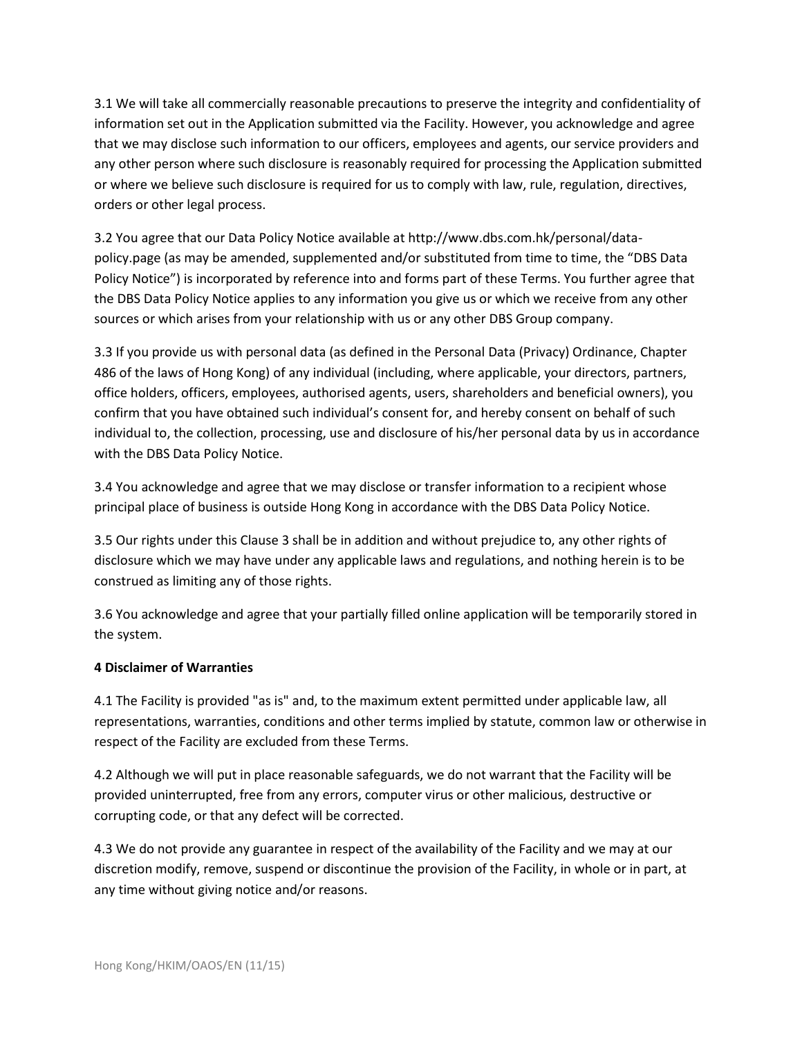3.1 We will take all commercially reasonable precautions to preserve the integrity and confidentiality of information set out in the Application submitted via the Facility. However, you acknowledge and agree that we may disclose such information to our officers, employees and agents, our service providers and any other person where such disclosure is reasonably required for processing the Application submitted or where we believe such disclosure is required for us to comply with law, rule, regulation, directives, orders or other legal process.

3.2 You agree that our Data Policy Notice available at http://www.dbs.com.hk/personal/data-policy.page (as may be amended, supplemented and/or substituted from time to time, the "DBS Data Policy Notice") is incorporated by reference into and forms part of these Terms. You further agree that the DBS Data Policy Notice applies to any information you give us or which we receive from any other sources or which arises from your relationship with us or any other DBS Group company.

3.3 If you provide us with personal data (as defined in the Personal Data (Privacy) Ordinance, Chapter 486 of the laws of Hong Kong) of any individual (including, where applicable, your directors, partners, office holders, officers, employees, authorised agents, users, shareholders and beneficial owners), you confirm that you have obtained such individual's consent for, and hereby consent on behalf of such individual to, the collection, processing, use and disclosure of his/her personal data by us in accordance with the DBS Data Policy Notice.

3.4 You acknowledge and agree that we may disclose or transfer information to a recipient whose principal place of business is outside Hong Kong in accordance with the DBS Data Policy Notice.

3.5 Our rights under this Clause 3 shall be in addition and without prejudice to, any other rights of disclosure which we may have under any applicable laws and regulations, and nothing herein is to be construed as limiting any of those rights.

3.6 You acknowledge and agree that your partially filled online application will be temporarily stored in the system.

**4 Disclaimer of Warranties**

4.1 The Facility is provided "as is" and, to the maximum extent permitted under applicable law, all representations, warranties, conditions and other terms implied by statute, common law or otherwise in respect of the Facility are excluded from these Terms.

4.2 Although we will put in place reasonable safeguards, we do not warrant that the Facility will be provided uninterrupted, free from any errors, computer virus or other malicious, destructive or corrupting code, or that any defect will be corrected.

4.3 We do not provide any guarantee in respect of the availability of the Facility and we may at our discretion modify, remove, suspend or discontinue the provision of the Facility, in whole or in part, at any time without giving notice and/or reasons.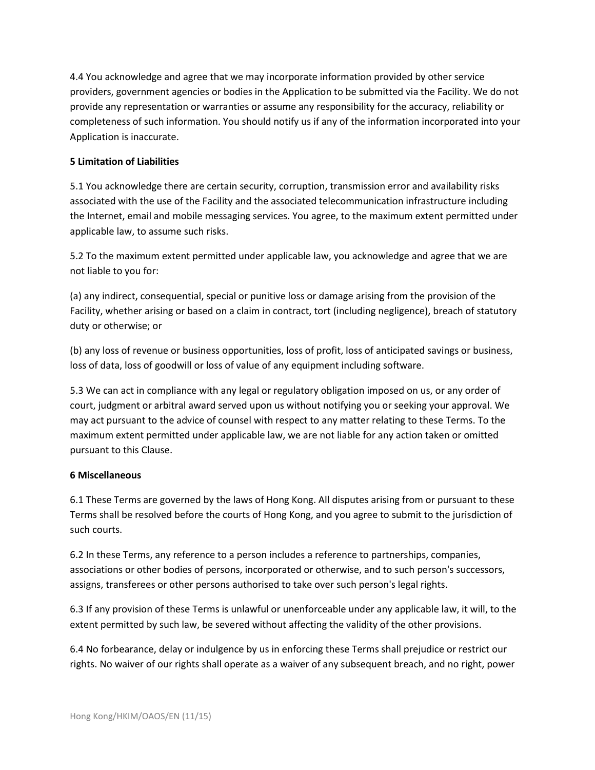4.4 You acknowledge and agree that we may incorporate information provided by other service providers, government agencies or bodies in the Application to be submitted via the Facility. We do not provide any representation or warranties or assume any responsibility for the accuracy, reliability or completeness of such information. You should notify us if any of the information incorporated into your Application is inaccurate.

**5 Limitation of Liabilities**

5.1 You acknowledge there are certain security, corruption, transmission error and availability risks associated with the use of the Facility and the associated telecommunication infrastructure including the Internet, email and mobile messaging services. You agree, to the maximum extent permitted under applicable law, to assume such risks.

5.2 To the maximum extent permitted under applicable law, you acknowledge and agree that we are not liable to you for:

(a) any indirect, consequential, special or punitive loss or damage arising from the provision of the Facility, whether arising or based on a claim in contract, tort (including negligence), breach of statutory duty or otherwise; or

(b) any loss of revenue or business opportunities, loss of profit, loss of anticipated savings or business, loss of data, loss of goodwill or loss of value of any equipment including software.

5.3 We can act in compliance with any legal or regulatory obligation imposed on us, or any order of court, judgment or arbitral award served upon us without notifying you or seeking your approval. We may act pursuant to the advice of counsel with respect to any matter relating to these Terms. To the maximum extent permitted under applicable law, we are not liable for any action taken or omitted pursuant to this Clause.

**6 Miscellaneous**

6.1 These Terms are governed by the laws of Hong Kong. All disputes arising from or pursuant to these Terms shall be resolved before the courts of Hong Kong, and you agree to submit to the jurisdiction of such courts.

6.2 In these Terms, any reference to a person includes a reference to partnerships, companies, associations or other bodies of persons, incorporated or otherwise, and to such person's successors, assigns, transferees or other persons authorised to take over such person's legal rights.

6.3 If any provision of these Terms is unlawful or unenforceable under any applicable law, it will, to the extent permitted by such law, be severed without affecting the validity of the other provisions.

6.4 No forbearance, delay or indulgence by us in enforcing these Terms shall prejudice or restrict our rights. No waiver of our rights shall operate as a waiver of any subsequent breach, and no right, power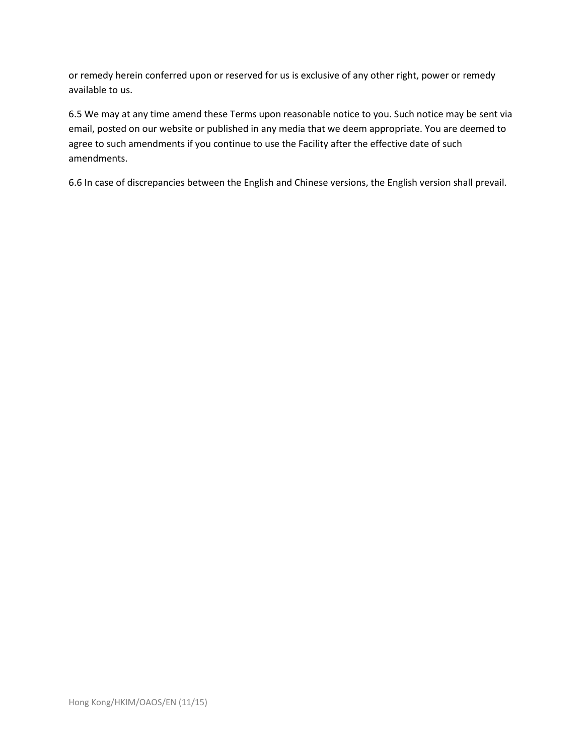or remedy herein conferred upon or reserved for us is exclusive of any other right, power or remedy available to us.

6.5 We may at any time amend these Terms upon reasonable notice to you. Such notice may be sent via email, posted on our website or published in any media that we deem appropriate. You are deemed to agree to such amendments if you continue to use the Facility after the effective date of such amendments.

6.6 In case of discrepancies between the English and Chinese versions, the English version shall prevail.

Hong Kong/HKIM/OAOS/EN (11/15)